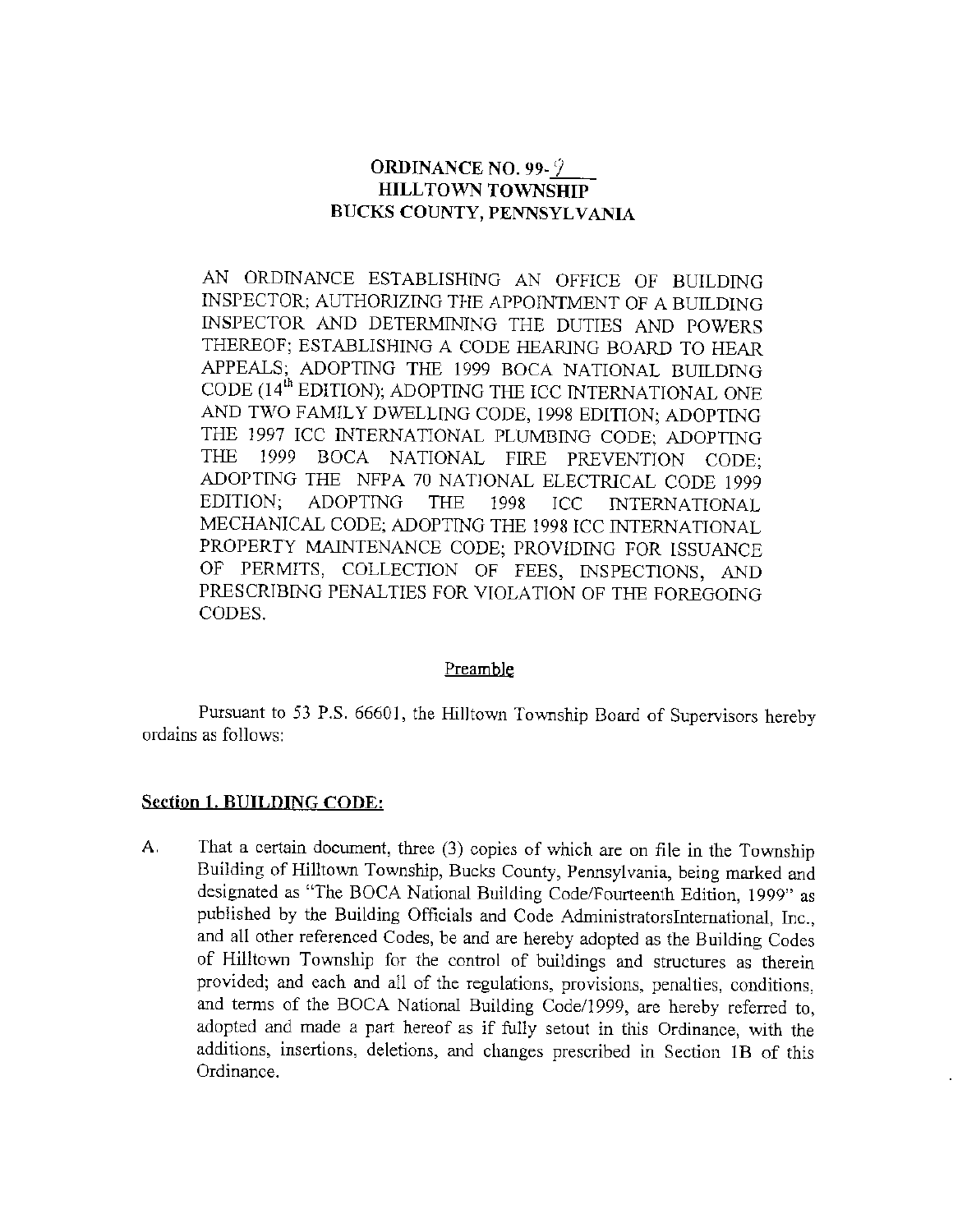# ORDINANCE NO. 99-9
# HILLTOWN TOWNSHIP
# BUCKS COUNTY, PENNSYLVANIA

AN ORDINANCE ESTABLISHING AN OFFICE OF BUILDING INSPECTOR; AUTHORIZING THE APPOINTMENT OF A BUILDING INSPECTOR AND DETERMINING THE DUTIES AND POWERS THEREOF; ESTABLISHING A CODE HEARING BOARD TO HEAR APPEALS; ADOPTING THE 1999 BOCA NATIONAL BUILDING CODE (14th EDITION); ADOPTING THE ICC INTERNATIONAL ONE AND TWO FAMILY DWELLING CODE, 1998 EDITION; ADOPTING THE 1997 ICC INTERNATIONAL PLUMBING CODE; ADOPTING THE 1999 BOCA NATIONAL FIRE PREVENTION CODE; ADOPTING THE NFPA 70 NATIONAL ELECTRICAL CODE 1999 EDITION; ADOPTING THE 1998 ICC INTERNATIONAL MECHANICAL CODE; ADOPTING THE 1998 ICC INTERNATIONAL PROPERTY MAINTENANCE CODE; PROVIDING FOR ISSUANCE OF PERMITS, COLLECTION OF FEES, INSPECTIONS, AND PRESCRIBING PENALTIES FOR VIOLATION OF THE FOREGOING CODES.

## Preamble

Pursuant to 53 P.S. 66601, the Hilltown Township Board of Supervisors hereby ordains as follows:

## Section 1. BUILDING CODE:

A. That a certain document, three (3) copies of which are on file in the Township Building of Hilltown Township, Bucks County, Pennsylvania, being marked and designated as "The BOCA National Building Code/Fourteenth Edition, 1999" as published by the Building Officials and Code AdministratorsInternational, Inc., and all other referenced Codes, be and are hereby adopted as the Building Codes of Hilltown Township for the control of buildings and structures as therein provided; and each and all of the regulations, provisions, penalties, conditions, and terms of the BOCA National Building Code/1999, are hereby referred to, adopted and made a part hereof as if fully setout in this Ordinance, with the additions, insertions, deletions, and changes prescribed in Section 1B of this Ordinance.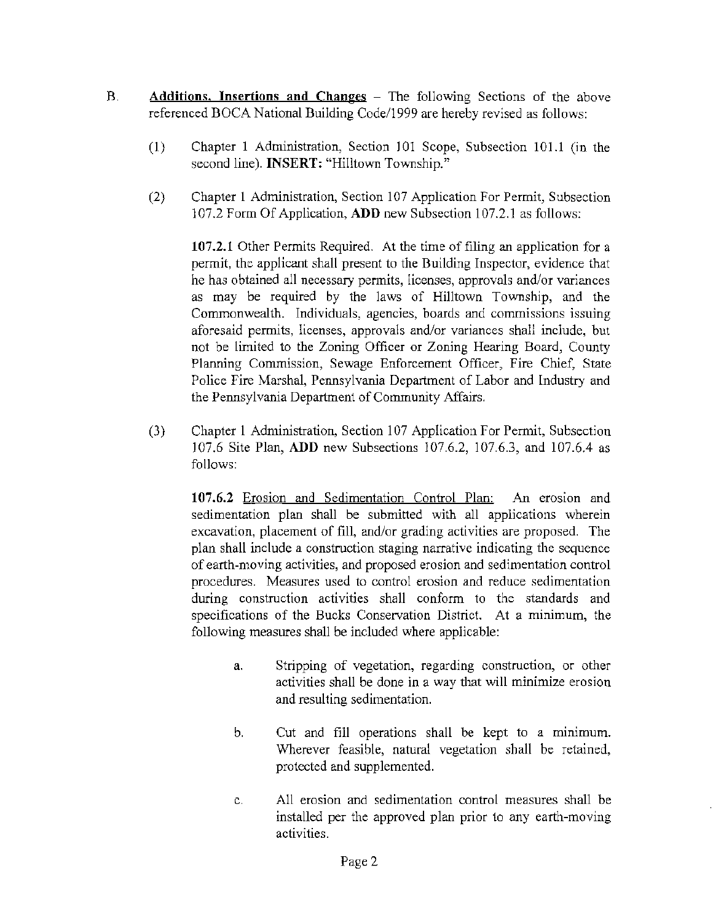B. **<u>Additions, Insertions and Changes</u>** – The following Sections of the above referenced BOCA National Building Code/1999 are hereby revised as follows:

(1) Chapter 1 Administration, Section 101 Scope, Subsection 101.1 (in the second line). **INSERT:** "Hilltown Township."

(2) Chapter 1 Administration, Section 107 Application For Permit, Subsection 107.2 Form Of Application, **ADD** new Subsection 107.2.1 as follows:

**107.2.1** Other Permits Required. At the time of filing an application for a permit, the applicant shall present to the Building Inspector, evidence that he has obtained all necessary permits, licenses, approvals and/or variances as may be required by the laws of Hilltown Township, and the Commonwealth. Individuals, agencies, boards and commissions issuing aforesaid permits, licenses, approvals and/or variances shall include, but not be limited to the Zoning Officer or Zoning Hearing Board, County Planning Commission, Sewage Enforcement Officer, Fire Chief, State Police Fire Marshal, Pennsylvania Department of Labor and Industry and the Pennsylvania Department of Community Affairs.

(3) Chapter 1 Administration, Section 107 Application For Permit, Subsection 107.6 Site Plan, **ADD** new Subsections 107.6.2, 107.6.3, and 107.6.4 as follows:

**107.6.2** <u>Erosion and Sedimentation Control Plan:</u> An erosion and sedimentation plan shall be submitted with all applications wherein excavation, placement of fill, and/or grading activities are proposed. The plan shall include a construction staging narrative indicating the sequence of earth-moving activities, and proposed erosion and sedimentation control procedures. Measures used to control erosion and reduce sedimentation during construction activities shall conform to the standards and specifications of the Bucks Conservation District. At a minimum, the following measures shall be included where applicable:

a. Stripping of vegetation, regarding construction, or other activities shall be done in a way that will minimize erosion and resulting sedimentation.

b. Cut and fill operations shall be kept to a minimum. Wherever feasible, natural vegetation shall be retained, protected and supplemented.

c. All erosion and sedimentation control measures shall be installed per the approved plan prior to any earth-moving activities.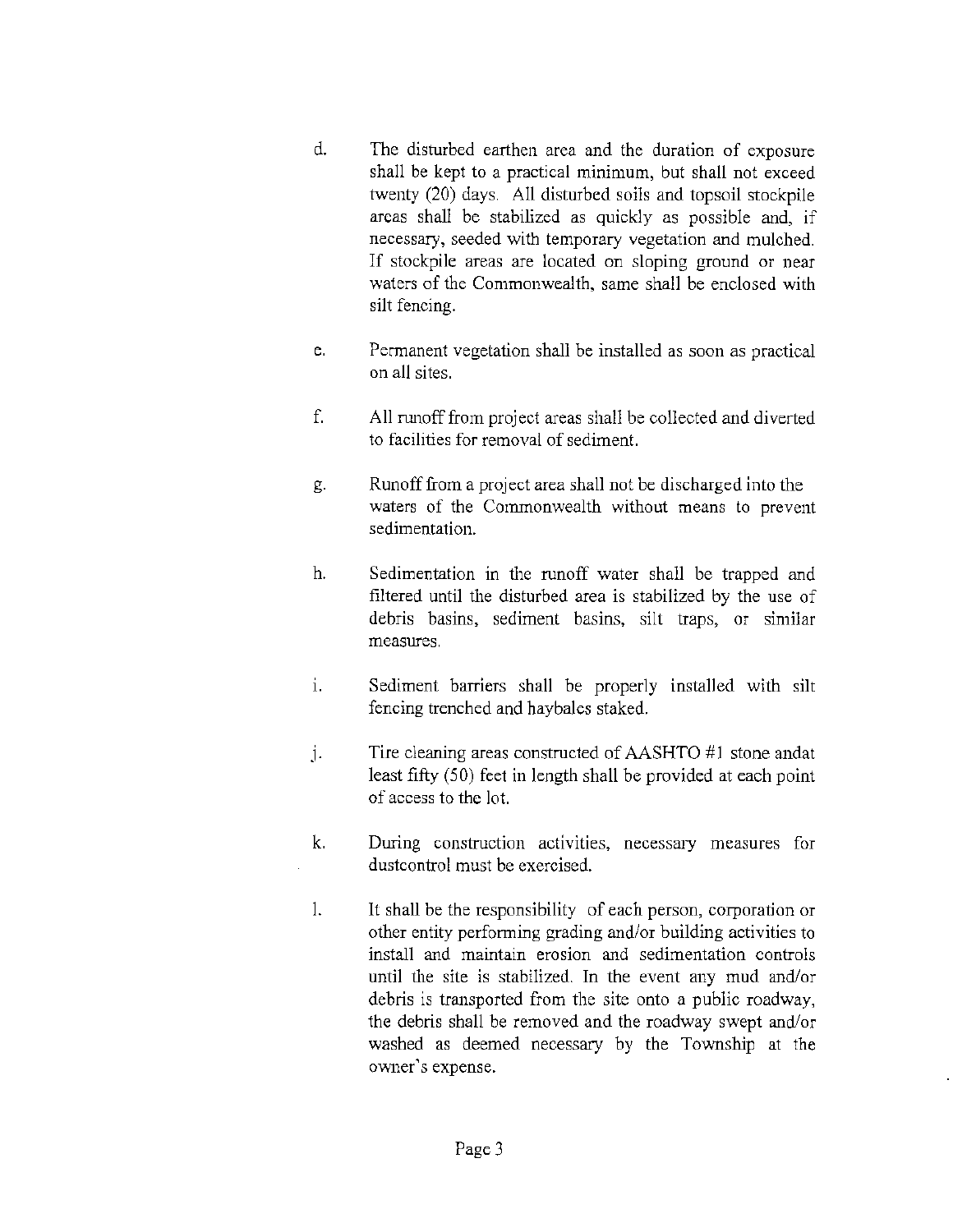d. The disturbed earthen area and the duration of exposure shall be kept to a practical minimum, but shall not exceed twenty (20) days. All disturbed soils and topsoil stockpile areas shall be stabilized as quickly as possible and, if necessary, seeded with temporary vegetation and mulched. If stockpile areas are located on sloping ground or near waters of the Commonwealth, same shall be enclosed with silt fencing.

e. Permanent vegetation shall be installed as soon as practical on all sites.

f. All runoff from project areas shall be collected and diverted to facilities for removal of sediment.

g. Runoff from a project area shall not be discharged into the waters of the Commonwealth without means to prevent sedimentation.

h. Sedimentation in the runoff water shall be trapped and filtered until the disturbed area is stabilized by the use of debris basins, sediment basins, silt traps, or similar measures.

i. Sediment barriers shall be properly installed with silt fencing trenched and haybales staked.

j. Tire cleaning areas constructed of AASHTO #1 stone andat least fifty (50) feet in length shall be provided at each point of access to the lot.

k. During construction activities, necessary measures for dustcontrol must be exercised.

l. It shall be the responsibility of each person, corporation or other entity performing grading and/or building activities to install and maintain erosion and sedimentation controls until the site is stabilized. In the event any mud and/or debris is transported from the site onto a public roadway, the debris shall be removed and the roadway swept and/or washed as deemed necessary by the Township at the owner's expense.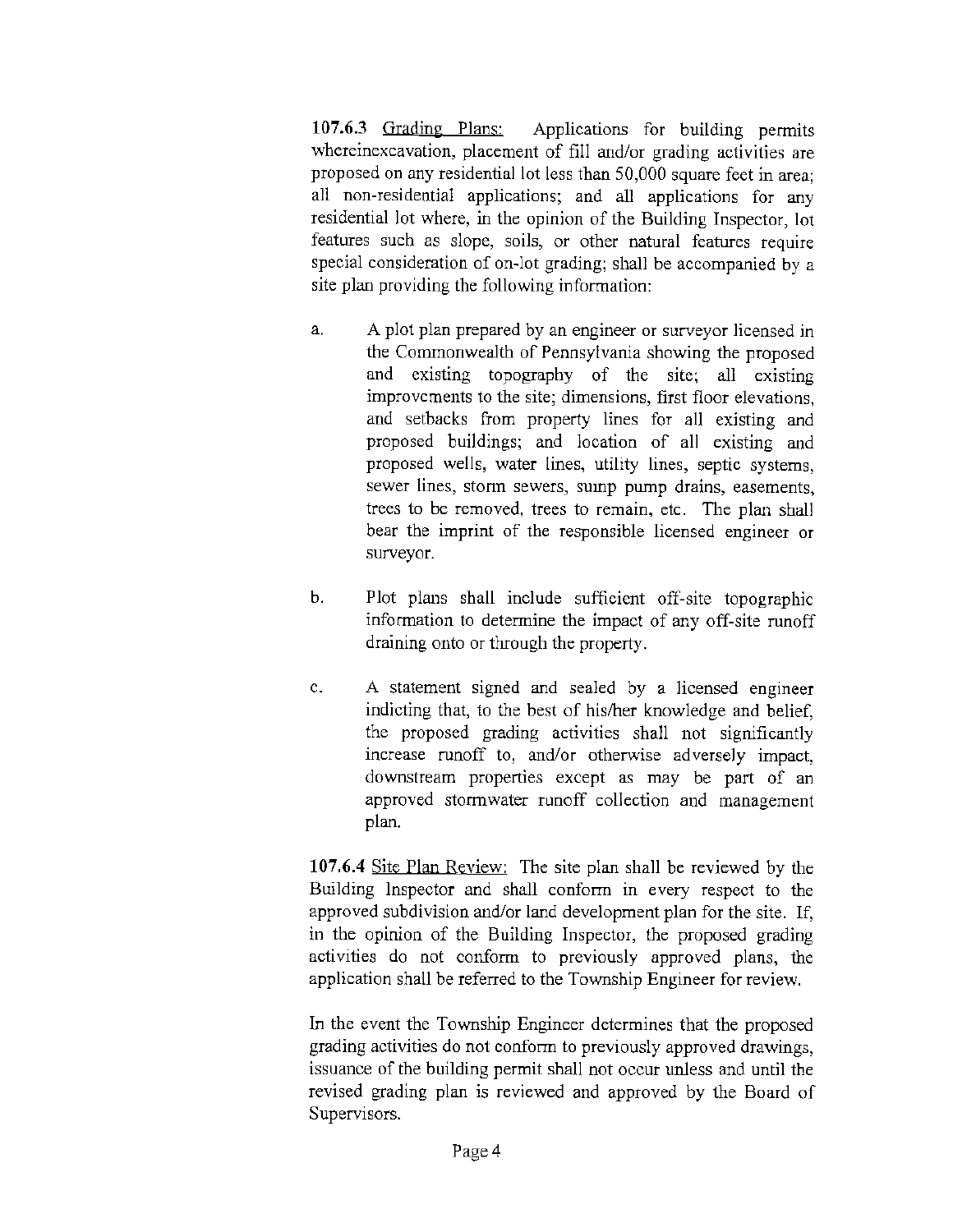**107.6.3** Grading Plans: Applications for building permits whereinexcavation, placement of fill and/or grading activities are proposed on any residential lot less than 50,000 square feet in area; all non-residential applications; and all applications for any residential lot where, in the opinion of the Building Inspector, lot features such as slope, soils, or other natural features require special consideration of on-lot grading; shall be accompanied by a site plan providing the following information:

a. A plot plan prepared by an engineer or surveyor licensed in the Commonwealth of Pennsylvania showing the proposed and existing topography of the site; all existing improvements to the site; dimensions, first floor elevations, and setbacks from property lines for all existing and proposed buildings; and location of all existing and proposed wells, water lines, utility lines, septic systems, sewer lines, storm sewers, sump pump drains, easements, trees to be removed, trees to remain, etc. The plan shall bear the imprint of the responsible licensed engineer or surveyor.

b. Plot plans shall include sufficient off-site topographic information to determine the impact of any off-site runoff draining onto or through the property.

c. A statement signed and sealed by a licensed engineer indicting that, to the best of his/her knowledge and belief, the proposed grading activities shall not significantly increase runoff to, and/or otherwise adversely impact, downstream properties except as may be part of an approved stormwater runoff collection and management plan.

**107.6.4** Site Plan Review: The site plan shall be reviewed by the Building Inspector and shall conform in every respect to the approved subdivision and/or land development plan for the site. If, in the opinion of the Building Inspector, the proposed grading activities do not conform to previously approved plans, the application shall be referred to the Township Engineer for review.

In the event the Township Engineer determines that the proposed grading activities do not conform to previously approved drawings, issuance of the building permit shall not occur unless and until the revised grading plan is reviewed and approved by the Board of Supervisors.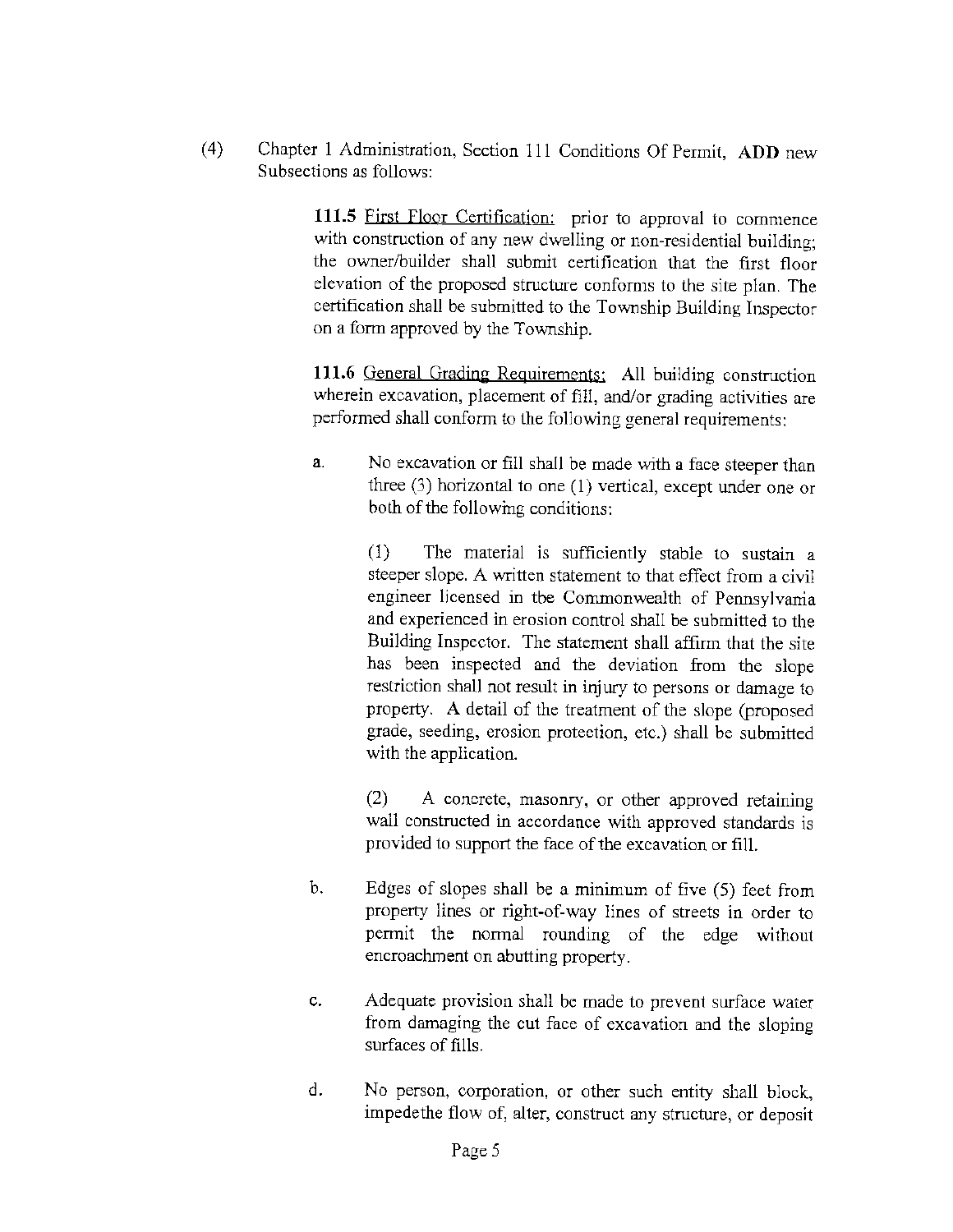(4) Chapter 1 Administration, Section 111 Conditions Of Permit, **ADD** new Subsections as follows:

> **111.5** First Floor Certification: prior to approval to commence with construction of any new dwelling or non-residential building; the owner/builder shall submit certification that the first floor elevation of the proposed structure conforms to the site plan. The certification shall be submitted to the Township Building Inspector on a form approved by the Township.
>
> **111.6** General Grading Requirements: All building construction wherein excavation, placement of fill, and/or grading activities are performed shall conform to the following general requirements:
>
> a. No excavation or fill shall be made with a face steeper than three (3) horizontal to one (1) vertical, except under one or both of the following conditions:
>
> > (1) The material is sufficiently stable to sustain a steeper slope. A written statement to that effect from a civil engineer licensed in the Commonwealth of Pennsylvania and experienced in erosion control shall be submitted to the Building Inspector. The statement shall affirm that the site has been inspected and the deviation from the slope restriction shall not result in injury to persons or damage to property. A detail of the treatment of the slope (proposed grade, seeding, erosion protection, etc.) shall be submitted with the application.
> >
> > (2) A concrete, masonry, or other approved retaining wall constructed in accordance with approved standards is provided to support the face of the excavation or fill.
>
> b. Edges of slopes shall be a minimum of five (5) feet from property lines or right-of-way lines of streets in order to permit the normal rounding of the edge without encroachment on abutting property.
>
> c. Adequate provision shall be made to prevent surface water from damaging the cut face of excavation and the sloping surfaces of fills.
>
> d. No person, corporation, or other such entity shall block, impedethe flow of, alter, construct any structure, or deposit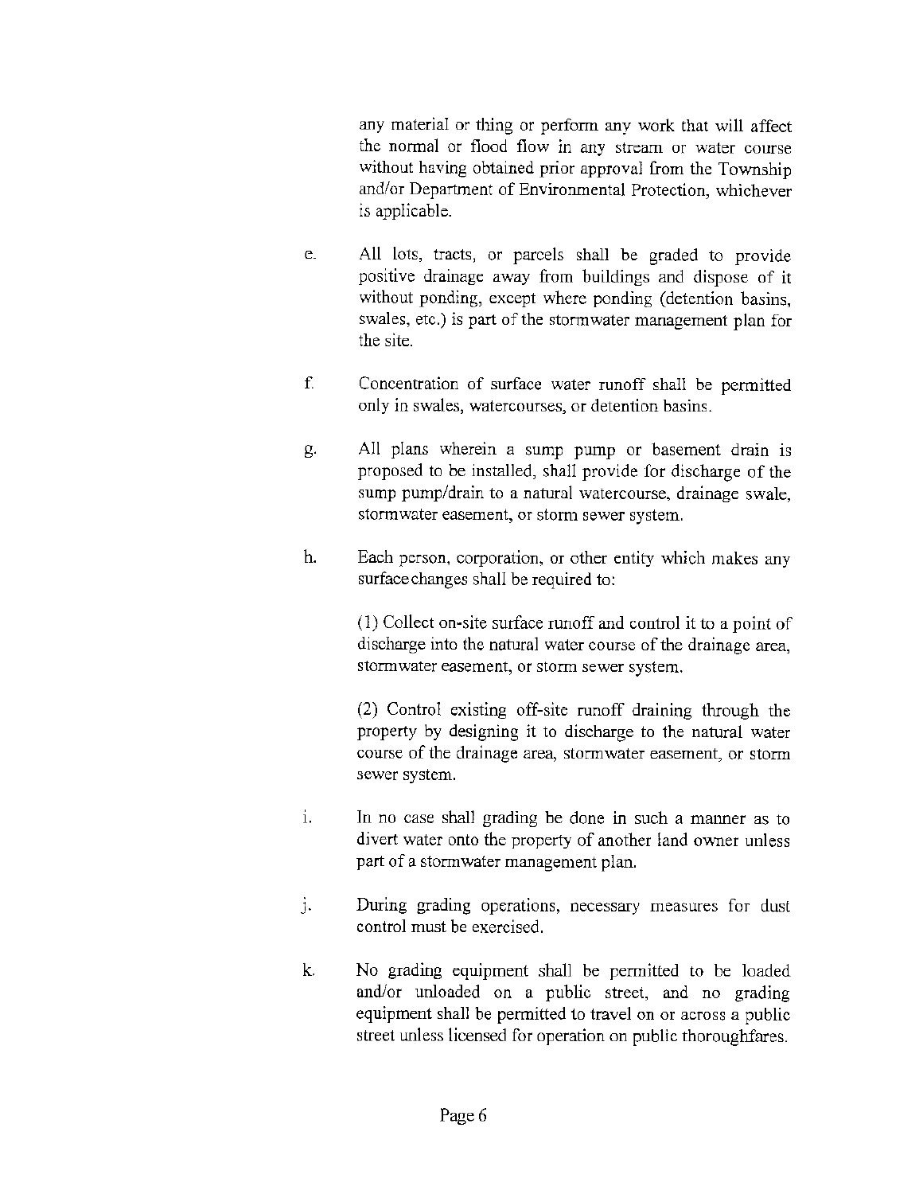any material or thing or perform any work that will affect the normal or flood flow in any stream or water course without having obtained prior approval from the Township and/or Department of Environmental Protection, whichever is applicable.

e. All lots, tracts, or parcels shall be graded to provide positive drainage away from buildings and dispose of it without ponding, except where ponding (detention basins, swales, etc.) is part of the stormwater management plan for the site.

f. Concentration of surface water runoff shall be permitted only in swales, watercourses, or detention basins.

g. All plans wherein a sump pump or basement drain is proposed to be installed, shall provide for discharge of the sump pump/drain to a natural watercourse, drainage swale, stormwater easement, or storm sewer system.

h. Each person, corporation, or other entity which makes any surface changes shall be required to:

   (1) Collect on-site surface runoff and control it to a point of discharge into the natural water course of the drainage area, stormwater easement, or storm sewer system.

   (2) Control existing off-site runoff draining through the property by designing it to discharge to the natural water course of the drainage area, stormwater easement, or storm sewer system.

i. In no case shall grading be done in such a manner as to divert water onto the property of another land owner unless part of a stormwater management plan.

j. During grading operations, necessary measures for dust control must be exercised.

k. No grading equipment shall be permitted to be loaded and/or unloaded on a public street, and no grading equipment shall be permitted to travel on or across a public street unless licensed for operation on public thoroughfares.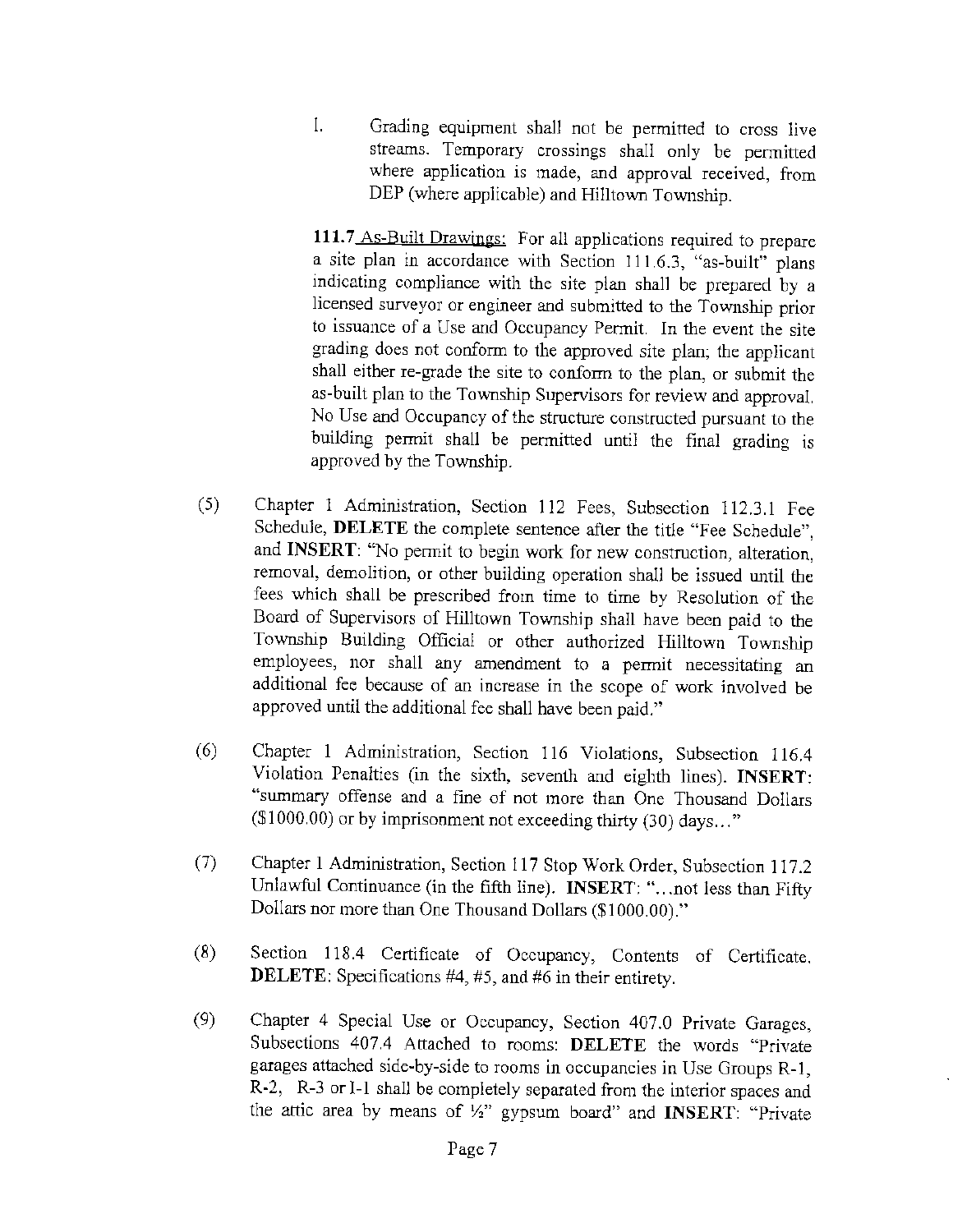I. Grading equipment shall not be permitted to cross live streams. Temporary crossings shall only be permitted where application is made, and approval received, from DEP (where applicable) and Hilltown Township.

**111.7** As-Built Drawings: For all applications required to prepare a site plan in accordance with Section 111.6.3, "as-built" plans indicating compliance with the site plan shall be prepared by a licensed surveyor or engineer and submitted to the Township prior to issuance of a Use and Occupancy Permit. In the event the site grading does not conform to the approved site plan; the applicant shall either re-grade the site to conform to the plan, or submit the as-built plan to the Township Supervisors for review and approval. No Use and Occupancy of the structure constructed pursuant to the building permit shall be permitted until the final grading is approved by the Township.

(5) Chapter 1 Administration, Section 112 Fees, Subsection 112.3.1 Fee Schedule, **DELETE** the complete sentence after the title "Fee Schedule", and **INSERT**: "No permit to begin work for new construction, alteration, removal, demolition, or other building operation shall be issued until the fees which shall be prescribed from time to time by Resolution of the Board of Supervisors of Hilltown Township shall have been paid to the Township Building Official or other authorized Hilltown Township employees, nor shall any amendment to a permit necessitating an additional fee because of an increase in the scope of work involved be approved until the additional fee shall have been paid."

(6) Chapter 1 Administration, Section 116 Violations, Subsection 116.4 Violation Penalties (in the sixth, seventh and eighth lines). **INSERT**: "summary offense and a fine of not more than One Thousand Dollars ($1000.00) or by imprisonment not exceeding thirty (30) days…"

(7) Chapter 1 Administration, Section 117 Stop Work Order, Subsection 117.2 Unlawful Continuance (in the fifth line). **INSERT**: "…not less than Fifty Dollars nor more than One Thousand Dollars ($1000.00)."

(8) Section 118.4 Certificate of Occupancy, Contents of Certificate. **DELETE**: Specifications #4, #5, and #6 in their entirety.

(9) Chapter 4 Special Use or Occupancy, Section 407.0 Private Garages, Subsections 407.4 Attached to rooms: **DELETE** the words "Private garages attached side-by-side to rooms in occupancies in Use Groups R-1, R-2, R-3 or I-1 shall be completely separated from the interior spaces and the attic area by means of ½" gypsum board" and **INSERT**: "Private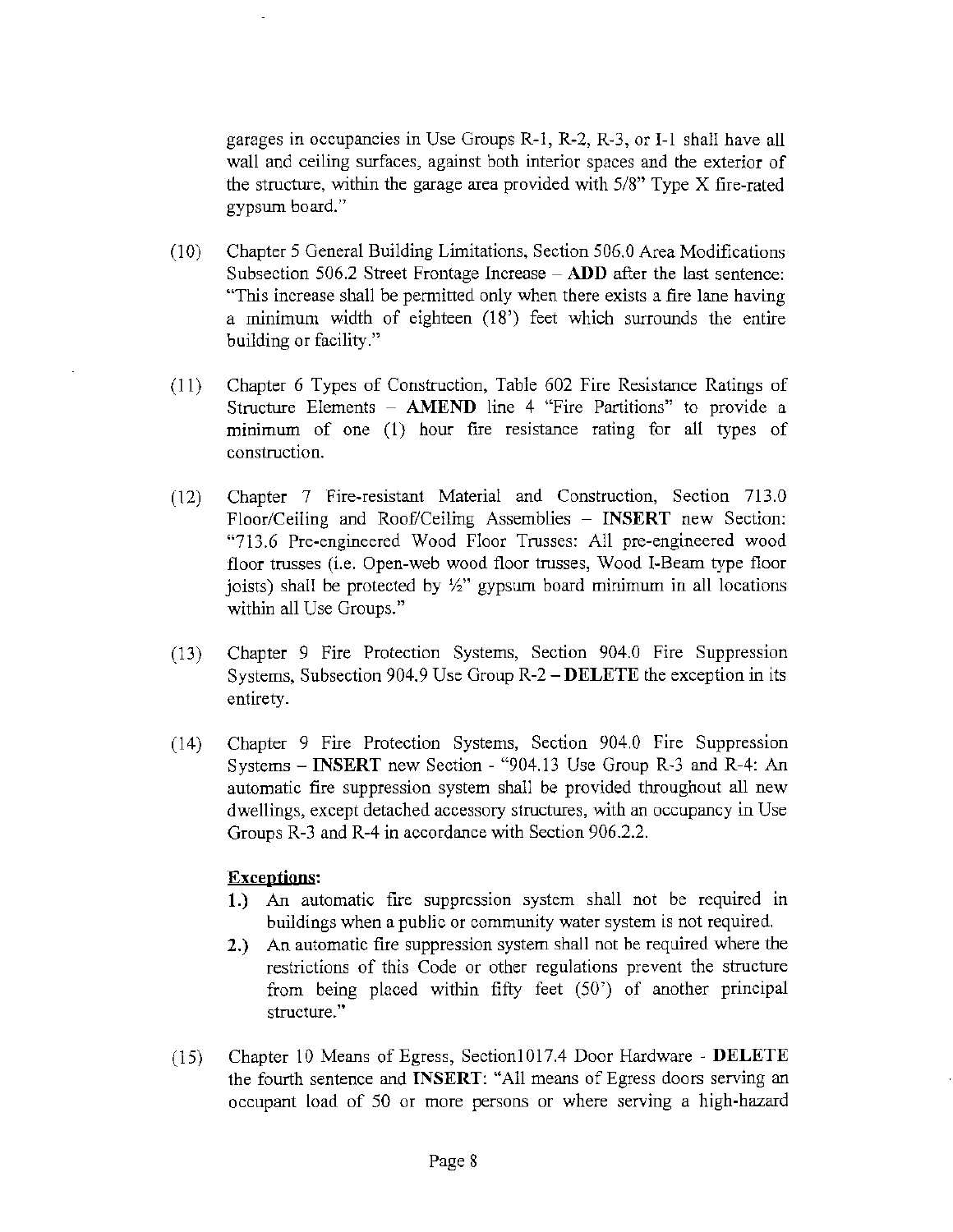garages in occupancies in Use Groups R-1, R-2, R-3, or I-1 shall have all wall and ceiling surfaces, against both interior spaces and the exterior of the structure, within the garage area provided with 5/8" Type X fire-rated gypsum board."

(10) Chapter 5 General Building Limitations, Section 506.0 Area Modifications Subsection 506.2 Street Frontage Increase – **ADD** after the last sentence: "This increase shall be permitted only when there exists a fire lane having a minimum width of eighteen (18') feet which surrounds the entire building or facility."

(11) Chapter 6 Types of Construction, Table 602 Fire Resistance Ratings of Structure Elements – **AMEND** line 4 "Fire Partitions" to provide a minimum of one (1) hour fire resistance rating for all types of construction.

(12) Chapter 7 Fire-resistant Material and Construction, Section 713.0 Floor/Ceiling and Roof/Ceiling Assemblies – **INSERT** new Section: "713.6 Pre-engineered Wood Floor Trusses: All pre-engineered wood floor trusses (i.e. Open-web wood floor trusses, Wood I-Beam type floor joists) shall be protected by ½" gypsum board minimum in all locations within all Use Groups."

(13) Chapter 9 Fire Protection Systems, Section 904.0 Fire Suppression Systems, Subsection 904.9 Use Group R-2 – **DELETE** the exception in its entirety.

(14) Chapter 9 Fire Protection Systems, Section 904.0 Fire Suppression Systems – **INSERT** new Section - "904.13 Use Group R-3 and R-4: An automatic fire suppression system shall be provided throughout all new dwellings, except detached accessory structures, with an occupancy in Use Groups R-3 and R-4 in accordance with Section 906.2.2.

**Exceptions:**

**1.)** An automatic fire suppression system shall not be required in buildings when a public or community water system is not required.

**2.)** An automatic fire suppression system shall not be required where the restrictions of this Code or other regulations prevent the structure from being placed within fifty feet (50') of another principal structure."

(15) Chapter 10 Means of Egress, Section1017.4 Door Hardware - **DELETE** the fourth sentence and **INSERT**: "All means of Egress doors serving an occupant load of 50 or more persons or where serving a high-hazard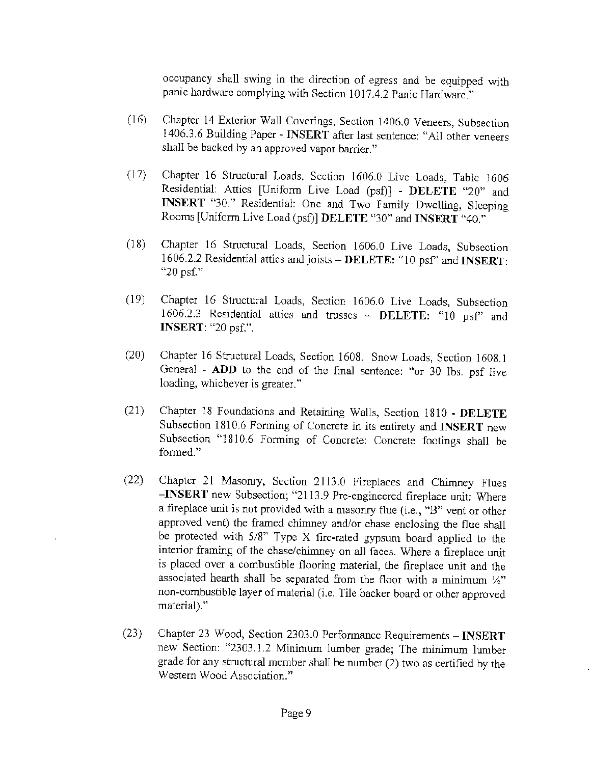occupancy shall swing in the direction of egress and be equipped with panic hardware complying with Section 1017.4.2 Panic Hardware."

(16) Chapter 14 Exterior Wall Coverings, Section 1406.0 Veneers, Subsection 1406.3.6 Building Paper - **INSERT** after last sentence: "All other veneers shall be backed by an approved vapor barrier."

(17) Chapter 16 Structural Loads, Section 1606.0 Live Loads, Table 1606 Residential: Attics [Uniform Live Load (psf)] - **DELETE** "20" and **INSERT** "30." Residential: One and Two Family Dwelling, Sleeping Rooms [Uniform Live Load (psf)] **DELETE** "30" and **INSERT** "40."

(18) Chapter 16 Structural Loads, Section 1606.0 Live Loads, Subsection 1606.2.2 Residential attics and joists – **DELETE:** "10 psf" and **INSERT**: "20 psf."

(19) Chapter 16 Structural Loads, Section 1606.0 Live Loads, Subsection 1606.2.3 Residential attics and trusses – **DELETE:** "10 psf" and **INSERT**: "20 psf.".

(20) Chapter 16 Structural Loads, Section 1608. Snow Loads, Section 1608.1 General - **ADD** to the end of the final sentence: "or 30 lbs. psf live loading, whichever is greater."

(21) Chapter 18 Foundations and Retaining Walls, Section 1810 - **DELETE** Subsection 1810.6 Forming of Concrete in its entirety and **INSERT** new Subsection "1810.6 Forming of Concrete: Concrete footings shall be formed."

(22) Chapter 21 Masonry, Section 2113.0 Fireplaces and Chimney Flues –**INSERT** new Subsection; "2113.9 Pre-engineered fireplace unit: Where a fireplace unit is not provided with a masonry flue (i.e., "B" vent or other approved vent) the framed chimney and/or chase enclosing the flue shall be protected with 5/8" Type X fire-rated gypsum board applied to the interior framing of the chase/chimney on all faces. Where a fireplace unit is placed over a combustible flooring material, the fireplace unit and the associated hearth shall be separated from the floor with a minimum ½" non-combustible layer of material (i.e. Tile backer board or other approved material)."

(23) Chapter 23 Wood, Section 2303.0 Performance Requirements – **INSERT** new Section: "2303.1.2 Minimum lumber grade; The minimum lumber grade for any structural member shall be number (2) two as certified by the Western Wood Association."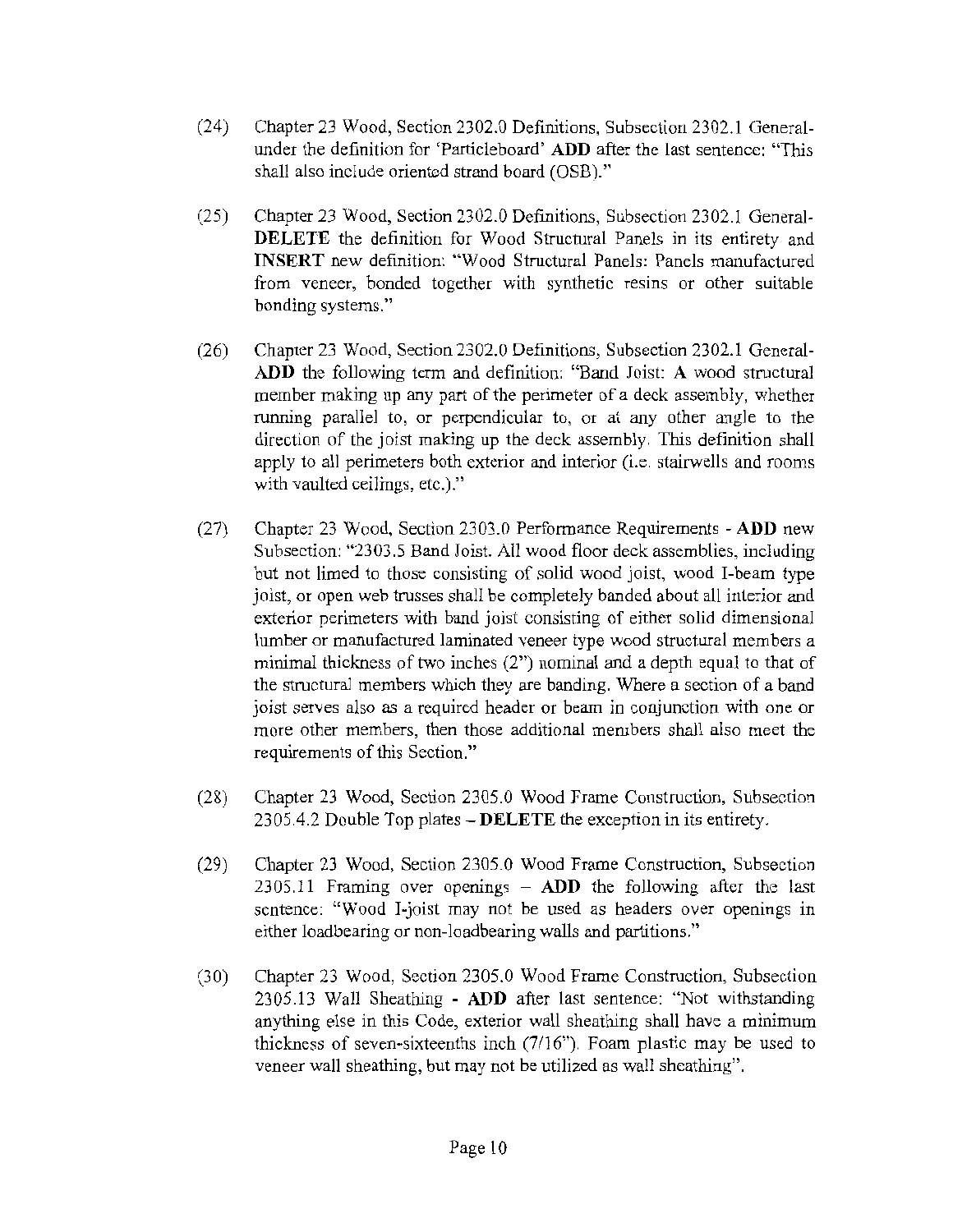(24) Chapter 23 Wood, Section 2302.0 Definitions, Subsection 2302.1 General- under the definition for 'Particleboard' **ADD** after the last sentence: "This shall also include oriented strand board (OSB)."

(25) Chapter 23 Wood, Section 2302.0 Definitions, Subsection 2302.1 General- **DELETE** the definition for Wood Structural Panels in its entirety and **INSERT** new definition: "Wood Structural Panels: Panels manufactured from veneer, bonded together with synthetic resins or other suitable bonding systems."

(26) Chapter 23 Wood, Section 2302.0 Definitions, Subsection 2302.1 General- **ADD** the following term and definition: "Band Joist: A wood structural member making up any part of the perimeter of a deck assembly, whether running parallel to, or perpendicular to, or at any other angle to the direction of the joist making up the deck assembly. This definition shall apply to all perimeters both exterior and interior (i.e. stairwells and rooms with vaulted ceilings, etc.)."

(27) Chapter 23 Wood, Section 2303.0 Performance Requirements - **ADD** new Subsection: "2303.5 Band Joist. All wood floor deck assemblies, including but not limed to those consisting of solid wood joist, wood I-beam type joist, or open web trusses shall be completely banded about all interior and exterior perimeters with band joist consisting of either solid dimensional lumber or manufactured laminated veneer type wood structural members a minimal thickness of two inches (2") nominal and a depth equal to that of the structural members which they are banding. Where a section of a band joist serves also as a required header or beam in conjunction with one or more other members, then those additional members shall also meet the requirements of this Section."

(28) Chapter 23 Wood, Section 2305.0 Wood Frame Construction, Subsection 2305.4.2 Double Top plates – **DELETE** the exception in its entirety.

(29) Chapter 23 Wood, Section 2305.0 Wood Frame Construction, Subsection 2305.11 Framing over openings – **ADD** the following after the last sentence: "Wood I-joist may not be used as headers over openings in either loadbearing or non-loadbearing walls and partitions."

(30) Chapter 23 Wood, Section 2305.0 Wood Frame Construction, Subsection 2305.13 Wall Sheathing - **ADD** after last sentence: "Not withstanding anything else in this Code, exterior wall sheathing shall have a minimum thickness of seven-sixteenths inch (7/16"). Foam plastic may be used to veneer wall sheathing, but may not be utilized as wall sheathing".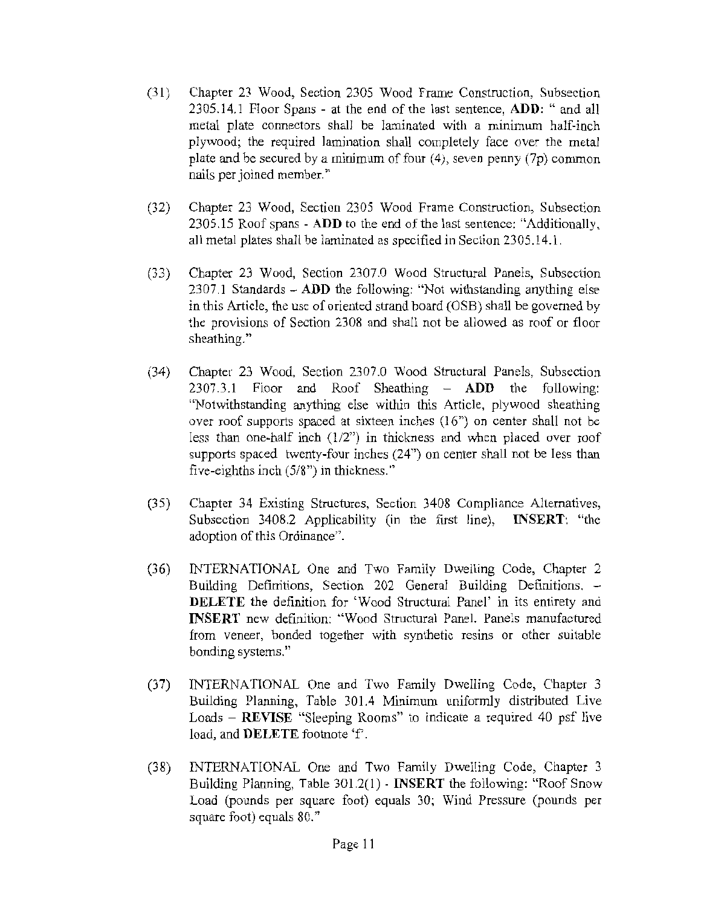(31) Chapter 23 Wood, Section 2305 Wood Frame Construction, Subsection 2305.14.1 Floor Spans - at the end of the last sentence, **ADD**: " and all metal plate connectors shall be laminated with a minimum half-inch plywood; the required lamination shall completely face over the metal plate and be secured by a minimum of four (4), seven penny (7p) common nails per joined member."

(32) Chapter 23 Wood, Section 2305 Wood Frame Construction, Subsection 2305.15 Roof spans - **ADD** to the end of the last sentence: "Additionally, all metal plates shall be laminated as specified in Section 2305.14.1.

(33) Chapter 23 Wood, Section 2307.0 Wood Structural Panels, Subsection 2307.1 Standards – **ADD** the following: "Not withstanding anything else in this Article, the use of oriented strand board (OSB) shall be governed by the provisions of Section 2308 and shall not be allowed as roof or floor sheathing."

(34) Chapter 23 Wood, Section 2307.0 Wood Structural Panels, Subsection 2307.3.1 Floor and Roof Sheathing – **ADD** the following: "Notwithstanding anything else within this Article, plywood sheathing over roof supports spaced at sixteen inches (16") on center shall not be less than one-half inch (1/2") in thickness and when placed over roof supports spaced twenty-four inches (24") on center shall not be less than five-eighths inch (5/8") in thickness."

(35) Chapter 34 Existing Structures, Section 3408 Compliance Alternatives, Subsection 3408.2 Applicability (in the first line), **INSERT**: "the adoption of this Ordinance".

(36) INTERNATIONAL One and Two Family Dwelling Code, Chapter 2 Building Definitions, Section 202 General Building Definitions. – **DELETE** the definition for 'Wood Structural Panel' in its entirety and **INSERT** new definition: "Wood Structural Panel. Panels manufactured from veneer, bonded together with synthetic resins or other suitable bonding systems."

(37) INTERNATIONAL One and Two Family Dwelling Code, Chapter 3 Building Planning, Table 301.4 Minimum uniformly distributed Live Loads – **REVISE** "Sleeping Rooms" to indicate a required 40 psf live load, and **DELETE** footnote 'f'.

(38) INTERNATIONAL One and Two Family Dwelling Code, Chapter 3 Building Planning, Table 301.2(1) - **INSERT** the following: "Roof Snow Load (pounds per square foot) equals 30; Wind Pressure (pounds per square foot) equals 80."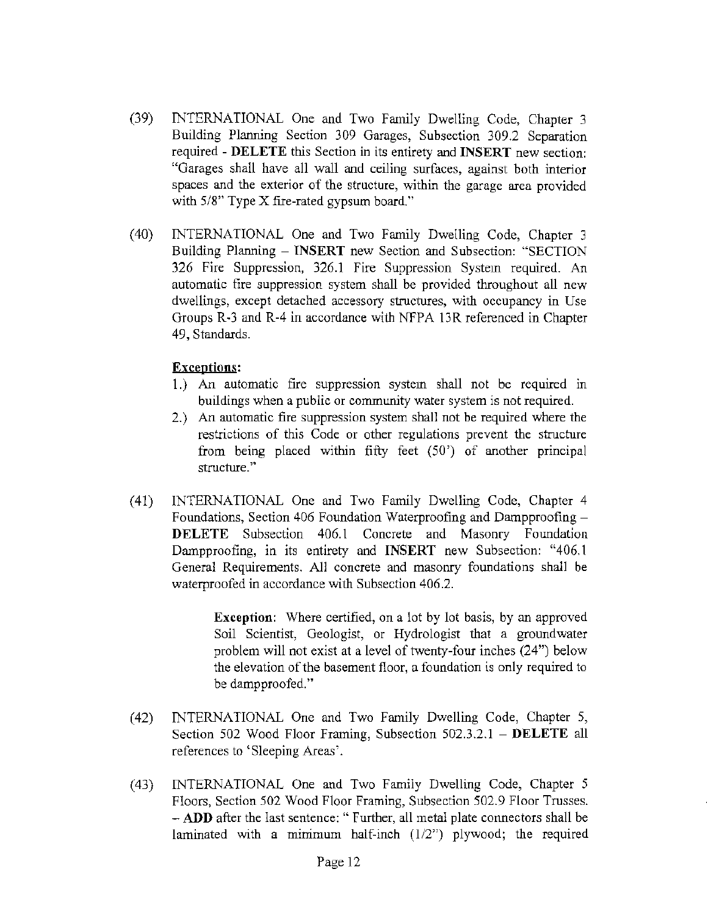(39) INTERNATIONAL One and Two Family Dwelling Code, Chapter 3 Building Planning Section 309 Garages, Subsection 309.2 Separation required - **DELETE** this Section in its entirety and **INSERT** new section: "Garages shall have all wall and ceiling surfaces, against both interior spaces and the exterior of the structure, within the garage area provided with 5/8" Type X fire-rated gypsum board."

(40) INTERNATIONAL One and Two Family Dwelling Code, Chapter 3 Building Planning – **INSERT** new Section and Subsection: "SECTION 326 Fire Suppression, 326.1 Fire Suppression System required. An automatic fire suppression system shall be provided throughout all new dwellings, except detached accessory structures, with occupancy in Use Groups R-3 and R-4 in accordance with NFPA 13R referenced in Chapter 49, Standards.

**Exceptions:**

1.) An automatic fire suppression system shall not be required in buildings when a public or community water system is not required.
2.) An automatic fire suppression system shall not be required where the restrictions of this Code or other regulations prevent the structure from being placed within fifty feet (50') of another principal structure."

(41) INTERNATIONAL One and Two Family Dwelling Code, Chapter 4 Foundations, Section 406 Foundation Waterproofing and Dampproofing – **DELETE** Subsection 406.1 Concrete and Masonry Foundation Dampproofing, in its entirety and **INSERT** new Subsection: "406.1 General Requirements. All concrete and masonry foundations shall be waterproofed in accordance with Subsection 406.2.

> **Exception**: Where certified, on a lot by lot basis, by an approved Soil Scientist, Geologist, or Hydrologist that a groundwater problem will not exist at a level of twenty-four inches (24") below the elevation of the basement floor, a foundation is only required to be dampproofed."

(42) INTERNATIONAL One and Two Family Dwelling Code, Chapter 5, Section 502 Wood Floor Framing, Subsection 502.3.2.1 – **DELETE** all references to 'Sleeping Areas'.

(43) INTERNATIONAL One and Two Family Dwelling Code, Chapter 5 Floors, Section 502 Wood Floor Framing, Subsection 502.9 Floor Trusses. – **ADD** after the last sentence: " Further, all metal plate connectors shall be laminated with a minimum half-inch (1/2") plywood; the required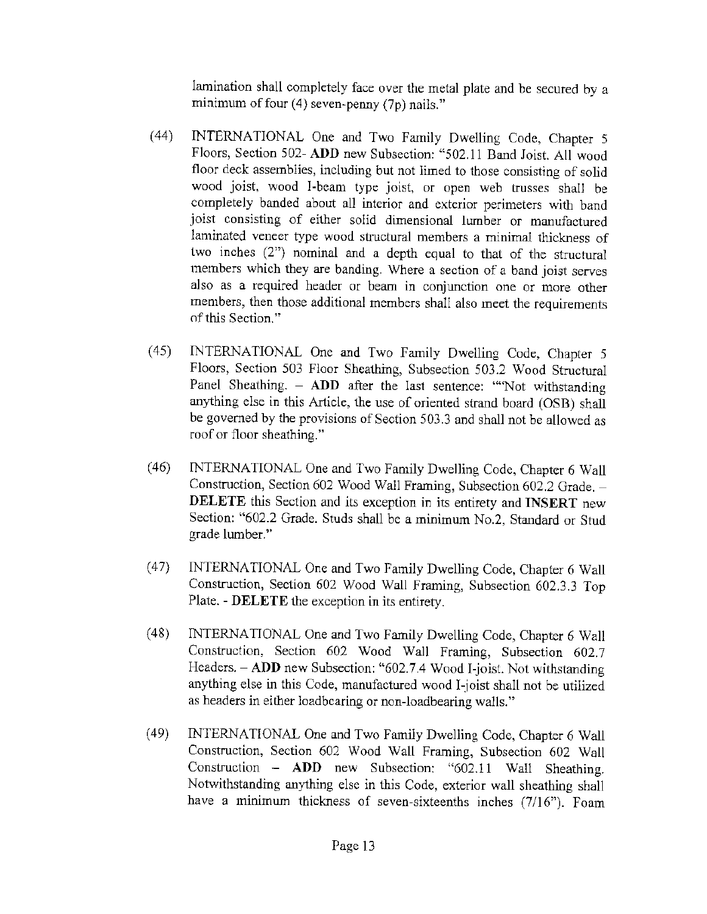lamination shall completely face over the metal plate and be secured by a minimum of four (4) seven-penny (7p) nails."

(44) INTERNATIONAL One and Two Family Dwelling Code, Chapter 5 Floors, Section 502- **ADD** new Subsection: "502.11 Band Joist. All wood floor deck assemblies, including but not limed to those consisting of solid wood joist, wood I-beam type joist, or open web trusses shall be completely banded about all interior and exterior perimeters with band joist consisting of either solid dimensional lumber or manufactured laminated veneer type wood structural members a minimal thickness of two inches (2") nominal and a depth equal to that of the structural members which they are banding. Where a section of a band joist serves also as a required header or beam in conjunction one or more other members, then those additional members shall also meet the requirements of this Section."

(45) INTERNATIONAL One and Two Family Dwelling Code, Chapter 5 Floors, Section 503 Floor Sheathing, Subsection 503.2 Wood Structural Panel Sheathing. – **ADD** after the last sentence: ""Not withstanding anything else in this Article, the use of oriented strand board (OSB) shall be governed by the provisions of Section 503.3 and shall not be allowed as roof or floor sheathing."

(46) INTERNATIONAL One and Two Family Dwelling Code, Chapter 6 Wall Construction, Section 602 Wood Wall Framing, Subsection 602.2 Grade. – **DELETE** this Section and its exception in its entirety and **INSERT** new Section: "602.2 Grade. Studs shall be a minimum No.2, Standard or Stud grade lumber."

(47) INTERNATIONAL One and Two Family Dwelling Code, Chapter 6 Wall Construction, Section 602 Wood Wall Framing, Subsection 602.3.3 Top Plate. - **DELETE** the exception in its entirety.

(48) INTERNATIONAL One and Two Family Dwelling Code, Chapter 6 Wall Construction, Section 602 Wood Wall Framing, Subsection 602.7 Headers. – **ADD** new Subsection: "602.7.4 Wood I-joist. Not withstanding anything else in this Code, manufactured wood I-joist shall not be utilized as headers in either loadbearing or non-loadbearing walls."

(49) INTERNATIONAL One and Two Family Dwelling Code, Chapter 6 Wall Construction, Section 602 Wood Wall Framing, Subsection 602 Wall Construction – **ADD** new Subsection: "602.11 Wall Sheathing. Notwithstanding anything else in this Code, exterior wall sheathing shall have a minimum thickness of seven-sixteenths inches (7/16"). Foam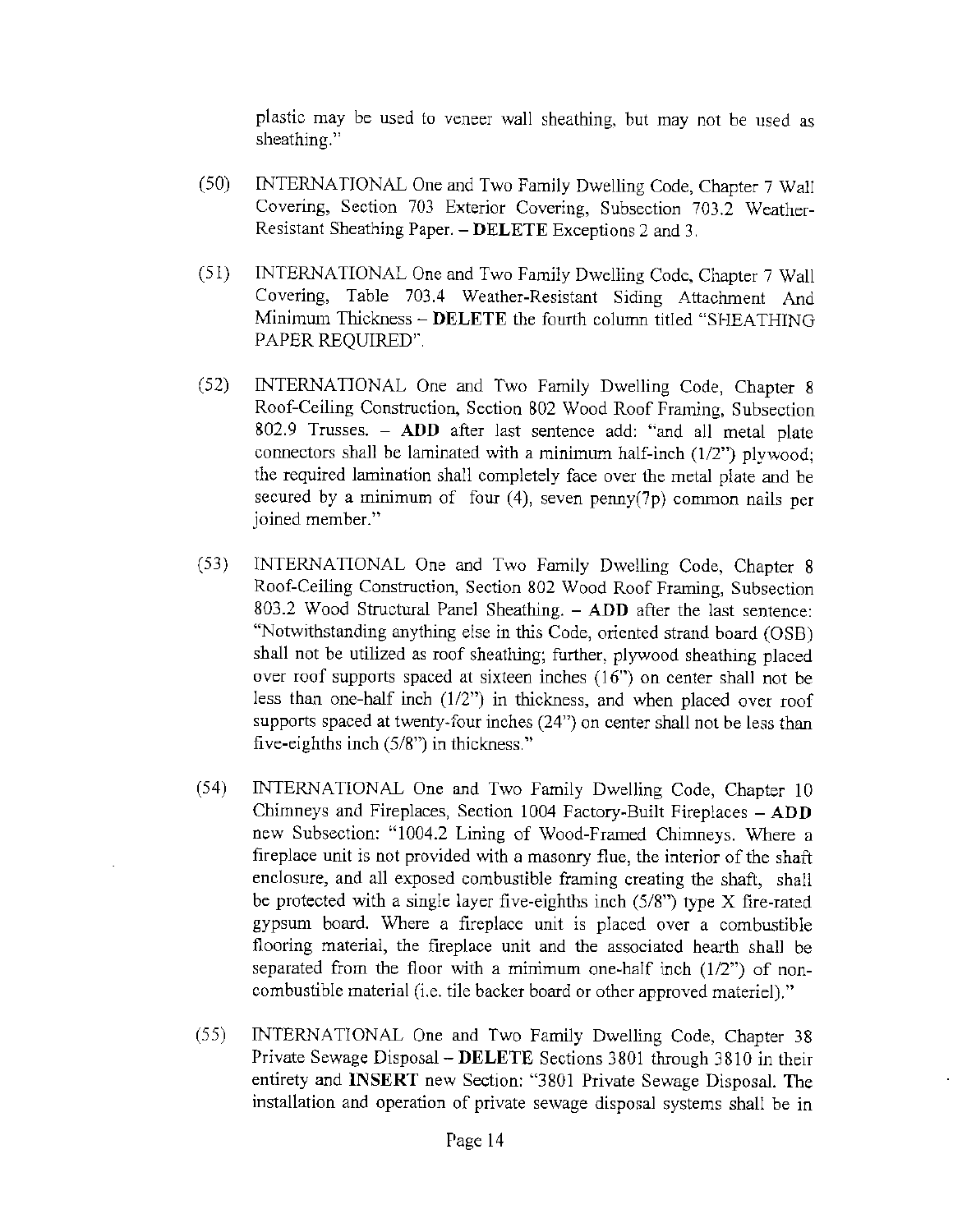plastic may be used to veneer wall sheathing, but may not be used as sheathing."

(50) INTERNATIONAL One and Two Family Dwelling Code, Chapter 7 Wall Covering, Section 703 Exterior Covering, Subsection 703.2 Weather-Resistant Sheathing Paper. – **DELETE** Exceptions 2 and 3.

(51) INTERNATIONAL One and Two Family Dwelling Code, Chapter 7 Wall Covering, Table 703.4 Weather-Resistant Siding Attachment And Minimum Thickness – **DELETE** the fourth column titled "SHEATHING PAPER REQUIRED".

(52) INTERNATIONAL One and Two Family Dwelling Code, Chapter 8 Roof-Ceiling Construction, Section 802 Wood Roof Framing, Subsection 802.9 Trusses. – **ADD** after last sentence add: "and all metal plate connectors shall be laminated with a minimum half-inch (1/2") plywood; the required lamination shall completely face over the metal plate and be secured by a minimum of four (4), seven penny(7p) common nails per joined member."

(53) INTERNATIONAL One and Two Family Dwelling Code, Chapter 8 Roof-Ceiling Construction, Section 802 Wood Roof Framing, Subsection 803.2 Wood Structural Panel Sheathing. – **ADD** after the last sentence: "Notwithstanding anything else in this Code, oriented strand board (OSB) shall not be utilized as roof sheathing; further, plywood sheathing placed over roof supports spaced at sixteen inches (16") on center shall not be less than one-half inch (1/2") in thickness, and when placed over roof supports spaced at twenty-four inches (24") on center shall not be less than five-eighths inch (5/8") in thickness."

(54) INTERNATIONAL One and Two Family Dwelling Code, Chapter 10 Chimneys and Fireplaces, Section 1004 Factory-Built Fireplaces – **ADD** new Subsection: "1004.2 Lining of Wood-Framed Chimneys. Where a fireplace unit is not provided with a masonry flue, the interior of the shaft enclosure, and all exposed combustible framing creating the shaft, shall be protected with a single layer five-eighths inch (5/8") type X fire-rated gypsum board. Where a fireplace unit is placed over a combustible flooring material, the fireplace unit and the associated hearth shall be separated from the floor with a minimum one-half inch (1/2") of non-combustible material (i.e. tile backer board or other approved materiel)."

(55) INTERNATIONAL One and Two Family Dwelling Code, Chapter 38 Private Sewage Disposal – **DELETE** Sections 3801 through 3810 in their entirety and **INSERT** new Section: "3801 Private Sewage Disposal. The installation and operation of private sewage disposal systems shall be in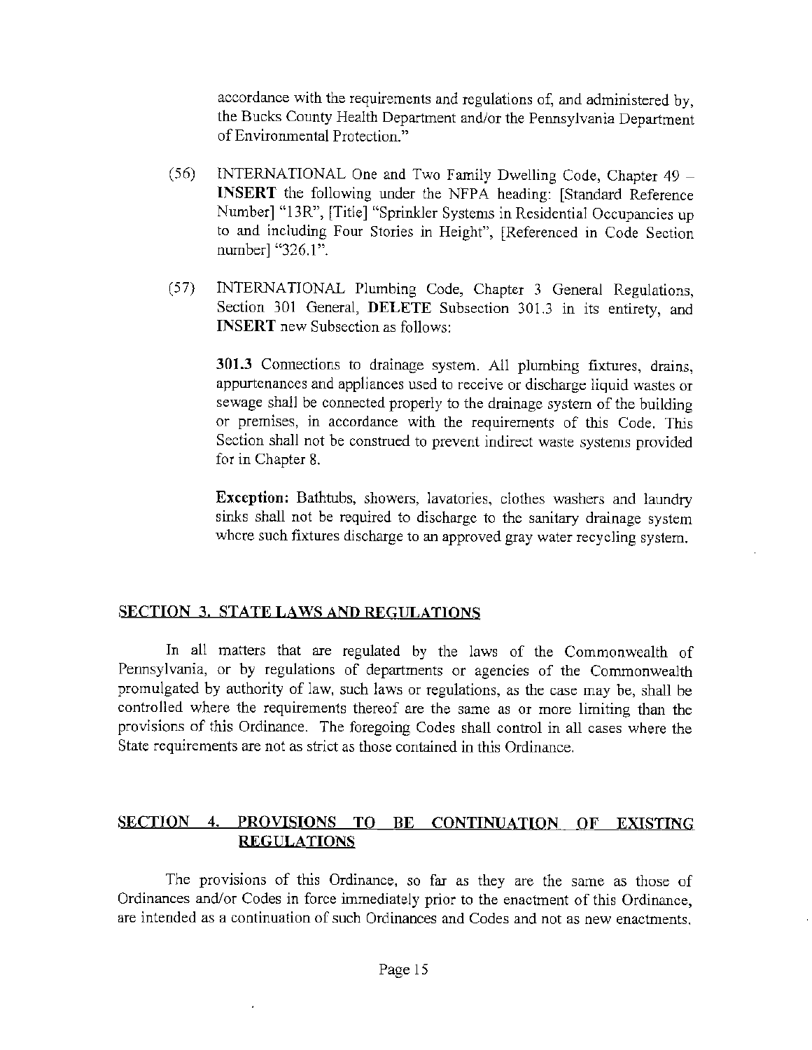accordance with the requirements and regulations of, and administered by, the Bucks County Health Department and/or the Pennsylvania Department of Environmental Protection."

(56) INTERNATIONAL One and Two Family Dwelling Code, Chapter 49 – **INSERT** the following under the NFPA heading: [Standard Reference Number] "13R", [Title] "Sprinkler Systems in Residential Occupancies up to and including Four Stories in Height", [Referenced in Code Section number] "326.1".

(57) INTERNATIONAL Plumbing Code, Chapter 3 General Regulations, Section 301 General, **DELETE** Subsection 301.3 in its entirety, and **INSERT** new Subsection as follows:

> **301.3** Connections to drainage system. All plumbing fixtures, drains, appurtenances and appliances used to receive or discharge liquid wastes or sewage shall be connected properly to the drainage system of the building or premises, in accordance with the requirements of this Code. This Section shall not be construed to prevent indirect waste systems provided for in Chapter 8.
>
> **Exception:** Bathtubs, showers, lavatories, clothes washers and laundry sinks shall not be required to discharge to the sanitary drainage system where such fixtures discharge to an approved gray water recycling system.

## SECTION 3. STATE LAWS AND REGULATIONS

In all matters that are regulated by the laws of the Commonwealth of Pennsylvania, or by regulations of departments or agencies of the Commonwealth promulgated by authority of law, such laws or regulations, as the case may be, shall be controlled where the requirements thereof are the same as or more limiting than the provisions of this Ordinance. The foregoing Codes shall control in all cases where the State requirements are not as strict as those contained in this Ordinance.

## SECTION 4. PROVISIONS TO BE CONTINUATION OF EXISTING REGULATIONS

The provisions of this Ordinance, so far as they are the same as those of Ordinances and/or Codes in force immediately prior to the enactment of this Ordinance, are intended as a continuation of such Ordinances and Codes and not as new enactments.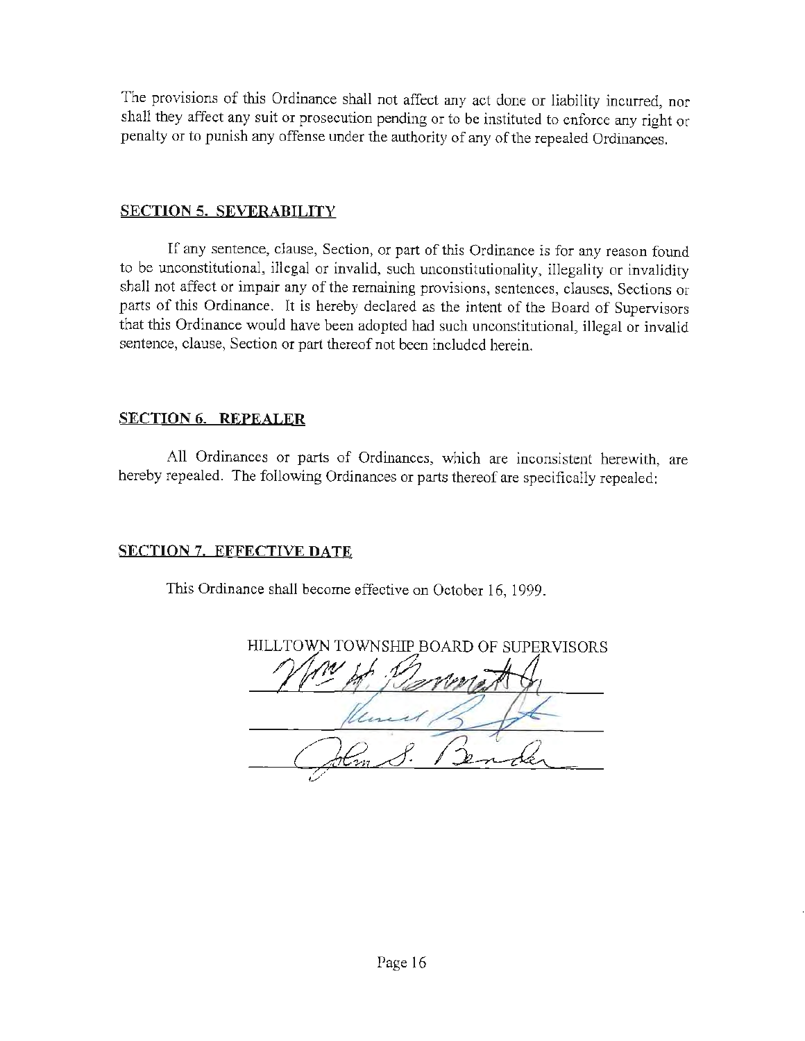The provisions of this Ordinance shall not affect any act done or liability incurred, nor shall they affect any suit or prosecution pending or to be instituted to enforce any right or penalty or to punish any offense under the authority of any of the repealed Ordinances.

**SECTION 5. SEVERABILITY**

If any sentence, clause, Section, or part of this Ordinance is for any reason found to be unconstitutional, illegal or invalid, such unconstitutionality, illegality or invalidity shall not affect or impair any of the remaining provisions, sentences, clauses, Sections or parts of this Ordinance. It is hereby declared as the intent of the Board of Supervisors that this Ordinance would have been adopted had such unconstitutional, illegal or invalid sentence, clause, Section or part thereof not been included herein.

**SECTION 6. REPEALER**

All Ordinances or parts of Ordinances, which are inconsistent herewith, are hereby repealed. The following Ordinances or parts thereof are specifically repealed:

**SECTION 7. EFFECTIVE DATE**

This Ordinance shall become effective on October 16, 1999.

HILLTOWN TOWNSHIP BOARD OF SUPERVISORS

Wm. H. Bennett, Jr.

Kenneth B. Bennett

John S. Bender